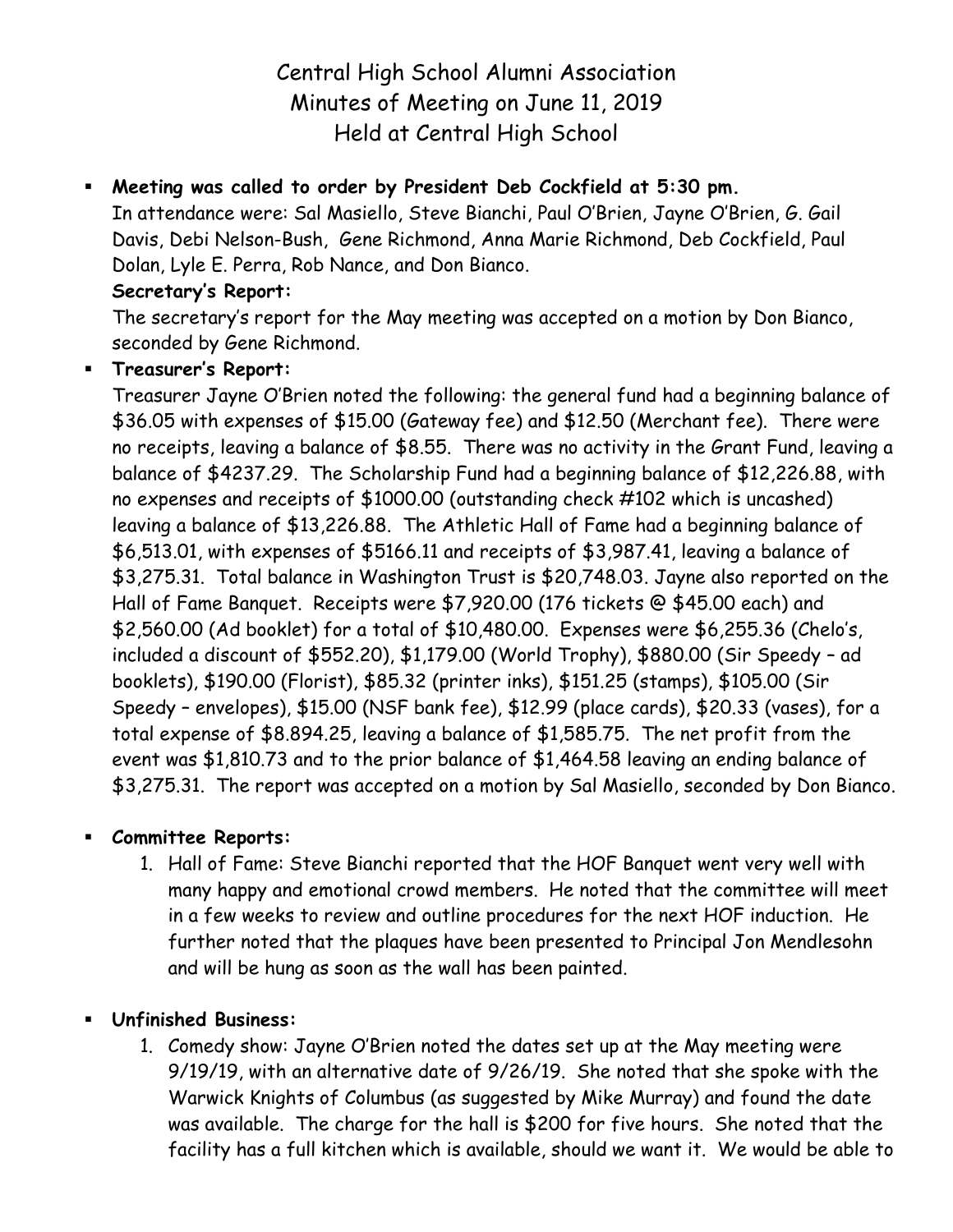Central High School Alumni Association
Minutes of Meeting on June 11, 2019
Held at Central High School

- **Meeting was called to order by President Deb Cockfield at 5:30 pm.**
  In attendance were: Sal Masiello, Steve Bianchi, Paul O'Brien, Jayne O'Brien, G. Gail Davis, Debi Nelson-Bush, Gene Richmond, Anna Marie Richmond, Deb Cockfield, Paul Dolan, Lyle E. Perra, Rob Nance, and Don Bianco.
  **Secretary's Report:**
  The secretary's report for the May meeting was accepted on a motion by Don Bianco, seconded by Gene Richmond.
- **Treasurer's Report:**
  Treasurer Jayne O'Brien noted the following: the general fund had a beginning balance of $36.05 with expenses of $15.00 (Gateway fee) and $12.50 (Merchant fee). There were no receipts, leaving a balance of $8.55. There was no activity in the Grant Fund, leaving a balance of $4237.29. The Scholarship Fund had a beginning balance of $12,226.88, with no expenses and receipts of $1000.00 (outstanding check #102 which is uncashed) leaving a balance of $13,226.88. The Athletic Hall of Fame had a beginning balance of $6,513.01, with expenses of $5166.11 and receipts of $3,987.41, leaving a balance of $3,275.31. Total balance in Washington Trust is $20,748.03. Jayne also reported on the Hall of Fame Banquet. Receipts were $7,920.00 (176 tickets @ $45.00 each) and $2,560.00 (Ad booklet) for a total of $10,480.00. Expenses were $6,255.36 (Chelo's, included a discount of $552.20), $1,179.00 (World Trophy), $880.00 (Sir Speedy – ad booklets), $190.00 (Florist), $85.32 (printer inks), $151.25 (stamps), $105.00 (Sir Speedy – envelopes), $15.00 (NSF bank fee), $12.99 (place cards), $20.33 (vases), for a total expense of $8.894.25, leaving a balance of $1,585.75. The net profit from the event was $1,810.73 and to the prior balance of $1,464.58 leaving an ending balance of $3,275.31. The report was accepted on a motion by Sal Masiello, seconded by Don Bianco.

- **Committee Reports:**
  1. Hall of Fame: Steve Bianchi reported that the HOF Banquet went very well with many happy and emotional crowd members. He noted that the committee will meet in a few weeks to review and outline procedures for the next HOF induction. He further noted that the plaques have been presented to Principal Jon Mendlesohn and will be hung as soon as the wall has been painted.

- **Unfinished Business:**
  1. Comedy show: Jayne O'Brien noted the dates set up at the May meeting were 9/19/19, with an alternative date of 9/26/19. She noted that she spoke with the Warwick Knights of Columbus (as suggested by Mike Murray) and found the date was available. The charge for the hall is $200 for five hours. She noted that the facility has a full kitchen which is available, should we want it. We would be able to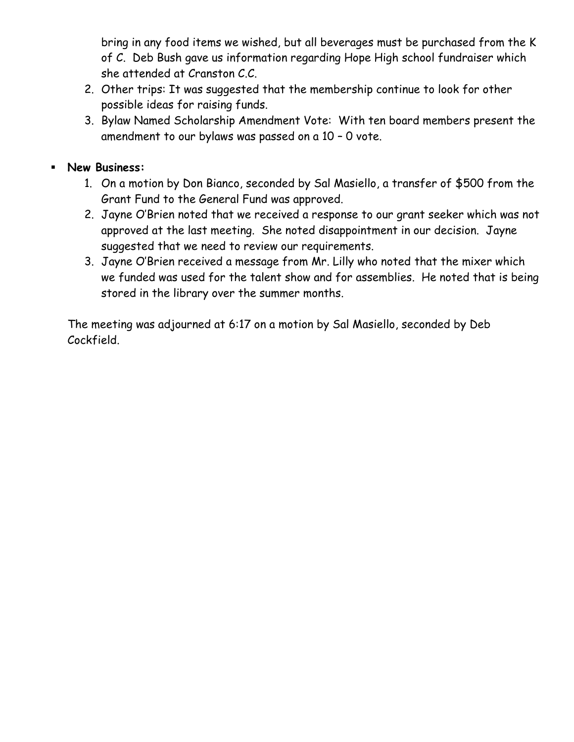bring in any food items we wished, but all beverages must be purchased from the K of C. Deb Bush gave us information regarding Hope High school fundraiser which she attended at Cranston C.C.

2. Other trips: It was suggested that the membership continue to look for other possible ideas for raising funds.
3. Bylaw Named Scholarship Amendment Vote: With ten board members present the amendment to our bylaws was passed on a 10 – 0 vote.

- **New Business:**
  1. On a motion by Don Bianco, seconded by Sal Masiello, a transfer of $500 from the Grant Fund to the General Fund was approved.
  2. Jayne O'Brien noted that we received a response to our grant seeker which was not approved at the last meeting. She noted disappointment in our decision. Jayne suggested that we need to review our requirements.
  3. Jayne O'Brien received a message from Mr. Lilly who noted that the mixer which we funded was used for the talent show and for assemblies. He noted that is being stored in the library over the summer months.

The meeting was adjourned at 6:17 on a motion by Sal Masiello, seconded by Deb Cockfield.